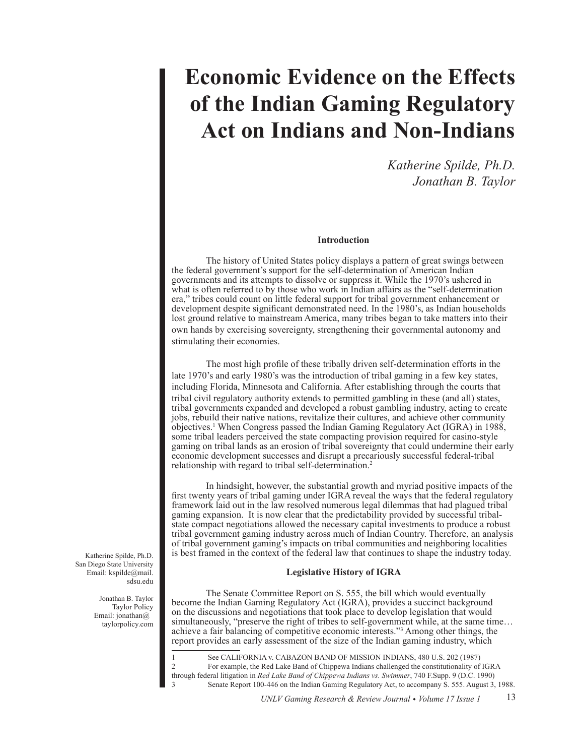# Economic Evidence on the Effects of the Indian Gaming Regulatory Act on Indians and Non-Indians

*Katherine Spilde, Ph.D.*
*Jonathan B. Taylor*

Katherine Spilde, Ph.D.
San Diego State University
Email: kspilde@mail.sdsu.edu

Jonathan B. Taylor
Taylor Policy
Email: jonathan@taylorpolicy.com

### Introduction

The history of United States policy displays a pattern of great swings between the federal government's support for the self-determination of American Indian governments and its attempts to dissolve or suppress it. While the 1970's ushered in what is often referred to by those who work in Indian affairs as the "self-determination era," tribes could count on little federal support for tribal government enhancement or development despite significant demonstrated need. In the 1980's, as Indian households lost ground relative to mainstream America, many tribes began to take matters into their own hands by exercising sovereignty, strengthening their governmental autonomy and stimulating their economies.

The most high profile of these tribally driven self-determination efforts in the late 1970's and early 1980's was the introduction of tribal gaming in a few key states, including Florida, Minnesota and California. After establishing through the courts that tribal civil regulatory authority extends to permitted gambling in these (and all) states, tribal governments expanded and developed a robust gambling industry, acting to create jobs, rebuild their native nations, revitalize their cultures, and achieve other community objectives.[1] When Congress passed the Indian Gaming Regulatory Act (IGRA) in 1988, some tribal leaders perceived the state compacting provision required for casino-style gaming on tribal lands as an erosion of tribal sovereignty that could undermine their early economic development successes and disrupt a precariously successful federal-tribal relationship with regard to tribal self-determination.[2]

In hindsight, however, the substantial growth and myriad positive impacts of the first twenty years of tribal gaming under IGRA reveal the ways that the federal regulatory framework laid out in the law resolved numerous legal dilemmas that had plagued tribal gaming expansion. It is now clear that the predictability provided by successful tribal-state compact negotiations allowed the necessary capital investments to produce a robust tribal government gaming industry across much of Indian Country. Therefore, an analysis of tribal government gaming's impacts on tribal communities and neighboring localities is best framed in the context of the federal law that continues to shape the industry today.

### Legislative History of IGRA

The Senate Committee Report on S. 555, the bill which would eventually become the Indian Gaming Regulatory Act (IGRA), provides a succinct background on the discussions and negotiations that took place to develop legislation that would simultaneously, "preserve the right of tribes to self-government while, at the same time… achieve a fair balancing of competitive economic interests."[3] Among other things, the report provides an early assessment of the size of the Indian gaming industry, which

---

1 See CALIFORNIA v. CABAZON BAND OF MISSION INDIANS, 480 U.S. 202 (1987)

2 For example, the Red Lake Band of Chippewa Indians challenged the constitutionality of IGRA through federal litigation in *Red Lake Band of Chippewa Indians vs. Swimmer*, 740 F.Supp. 9 (D.C. 1990)

3 Senate Report 100-446 on the Indian Gaming Regulatory Act, to accompany S. 555. August 3, 1988.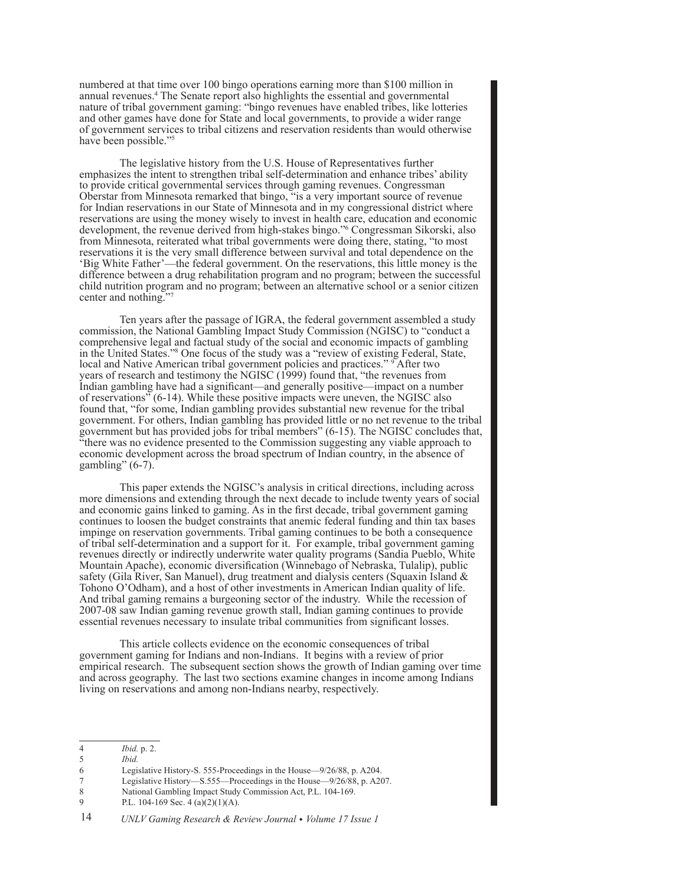numbered at that time over 100 bingo operations earning more than $100 million in annual revenues.[4] The Senate report also highlights the essential and governmental nature of tribal government gaming: "bingo revenues have enabled tribes, like lotteries and other games have done for State and local governments, to provide a wider range of government services to tribal citizens and reservation residents than would otherwise have been possible."[5]

The legislative history from the U.S. House of Representatives further emphasizes the intent to strengthen tribal self-determination and enhance tribes' ability to provide critical governmental services through gaming revenues. Congressman Oberstar from Minnesota remarked that bingo, "is a very important source of revenue for Indian reservations in our State of Minnesota and in my congressional district where reservations are using the money wisely to invest in health care, education and economic development, the revenue derived from high-stakes bingo."[6] Congressman Sikorski, also from Minnesota, reiterated what tribal governments were doing there, stating, "to most reservations it is the very small difference between survival and total dependence on the 'Big White Father'—the federal government. On the reservations, this little money is the difference between a drug rehabilitation program and no program; between the successful child nutrition program and no program; between an alternative school or a senior citizen center and nothing."[7]

Ten years after the passage of IGRA, the federal government assembled a study commission, the National Gambling Impact Study Commission (NGISC) to "conduct a comprehensive legal and factual study of the social and economic impacts of gambling in the United States."[8] One focus of the study was a "review of existing Federal, State, local and Native American tribal government policies and practices."[9] After two years of research and testimony the NGISC (1999) found that, "the revenues from Indian gambling have had a significant—and generally positive—impact on a number of reservations" (6-14). While these positive impacts were uneven, the NGISC also found that, "for some, Indian gambling provides substantial new revenue for the tribal government. For others, Indian gambling has provided little or no net revenue to the tribal government but has provided jobs for tribal members" (6-15). The NGISC concludes that, "there was no evidence presented to the Commission suggesting any viable approach to economic development across the broad spectrum of Indian country, in the absence of gambling" (6-7).

This paper extends the NGISC's analysis in critical directions, including across more dimensions and extending through the next decade to include twenty years of social and economic gains linked to gaming. As in the first decade, tribal government gaming continues to loosen the budget constraints that anemic federal funding and thin tax bases impinge on reservation governments. Tribal gaming continues to be both a consequence of tribal self-determination and a support for it. For example, tribal government gaming revenues directly or indirectly underwrite water quality programs (Sandia Pueblo, White Mountain Apache), economic diversification (Winnebago of Nebraska, Tulalip), public safety (Gila River, San Manuel), drug treatment and dialysis centers (Squaxin Island & Tohono O'Odham), and a host of other investments in American Indian quality of life. And tribal gaming remains a burgeoning sector of the industry. While the recession of 2007-08 saw Indian gaming revenue growth stall, Indian gaming continues to provide essential revenues necessary to insulate tribal communities from significant losses.

This article collects evidence on the economic consequences of tribal government gaming for Indians and non-Indians. It begins with a review of prior empirical research. The subsequent section shows the growth of Indian gaming over time and across geography. The last two sections examine changes in income among Indians living on reservations and among non-Indians nearby, respectively.

---

4 *Ibid.* p. 2.

5 *Ibid.*

6 Legislative History-S. 555-Proceedings in the House—9/26/88, p. A204.

7 Legislative History—S.555—Proceedings in the House—9/26/88, p. A207.

8 National Gambling Impact Study Commission Act, P.L. 104-169.

9 P.L. 104-169 Sec. 4 (a)(2)(1)(A).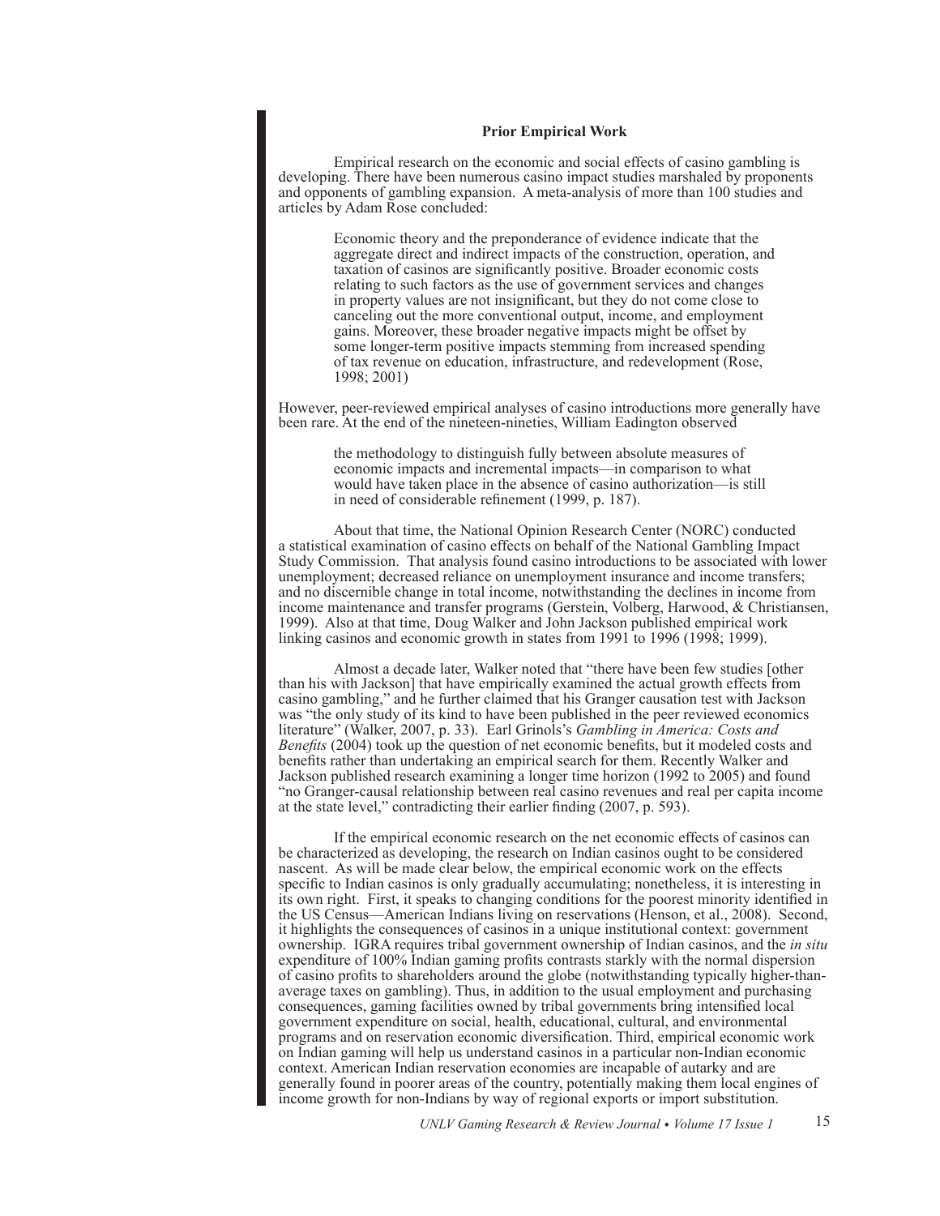## Prior Empirical Work

Empirical research on the economic and social effects of casino gambling is developing. There have been numerous casino impact studies marshaled by proponents and opponents of gambling expansion. A meta-analysis of more than 100 studies and articles by Adam Rose concluded:

> Economic theory and the preponderance of evidence indicate that the aggregate direct and indirect impacts of the construction, operation, and taxation of casinos are significantly positive. Broader economic costs relating to such factors as the use of government services and changes in property values are not insignificant, but they do not come close to canceling out the more conventional output, income, and employment gains. Moreover, these broader negative impacts might be offset by some longer-term positive impacts stemming from increased spending of tax revenue on education, infrastructure, and redevelopment (Rose, 1998; 2001)

However, peer-reviewed empirical analyses of casino introductions more generally have been rare. At the end of the nineteen-nineties, William Eadington observed

> the methodology to distinguish fully between absolute measures of economic impacts and incremental impacts—in comparison to what would have taken place in the absence of casino authorization—is still in need of considerable refinement (1999, p. 187).

About that time, the National Opinion Research Center (NORC) conducted a statistical examination of casino effects on behalf of the National Gambling Impact Study Commission. That analysis found casino introductions to be associated with lower unemployment; decreased reliance on unemployment insurance and income transfers; and no discernible change in total income, notwithstanding the declines in income from income maintenance and transfer programs (Gerstein, Volberg, Harwood, & Christiansen, 1999). Also at that time, Doug Walker and John Jackson published empirical work linking casinos and economic growth in states from 1991 to 1996 (1998; 1999).

Almost a decade later, Walker noted that "there have been few studies [other than his with Jackson] that have empirically examined the actual growth effects from casino gambling," and he further claimed that his Granger causation test with Jackson was "the only study of its kind to have been published in the peer reviewed economics literature" (Walker, 2007, p. 33). Earl Grinols's *Gambling in America: Costs and Benefits* (2004) took up the question of net economic benefits, but it modeled costs and benefits rather than undertaking an empirical search for them. Recently Walker and Jackson published research examining a longer time horizon (1992 to 2005) and found "no Granger-causal relationship between real casino revenues and real per capita income at the state level," contradicting their earlier finding (2007, p. 593).

If the empirical economic research on the net economic effects of casinos can be characterized as developing, the research on Indian casinos ought to be considered nascent. As will be made clear below, the empirical economic work on the effects specific to Indian casinos is only gradually accumulating; nonetheless, it is interesting in its own right. First, it speaks to changing conditions for the poorest minority identified in the US Census—American Indians living on reservations (Henson, et al., 2008). Second, it highlights the consequences of casinos in a unique institutional context: government ownership. IGRA requires tribal government ownership of Indian casinos, and the *in situ* expenditure of 100% Indian gaming profits contrasts starkly with the normal dispersion of casino profits to shareholders around the globe (notwithstanding typically higher-than-average taxes on gambling). Thus, in addition to the usual employment and purchasing consequences, gaming facilities owned by tribal governments bring intensified local government expenditure on social, health, educational, cultural, and environmental programs and on reservation economic diversification. Third, empirical economic work on Indian gaming will help us understand casinos in a particular non-Indian economic context. American Indian reservation economies are incapable of autarky and are generally found in poorer areas of the country, potentially making them local engines of income growth for non-Indians by way of regional exports or import substitution.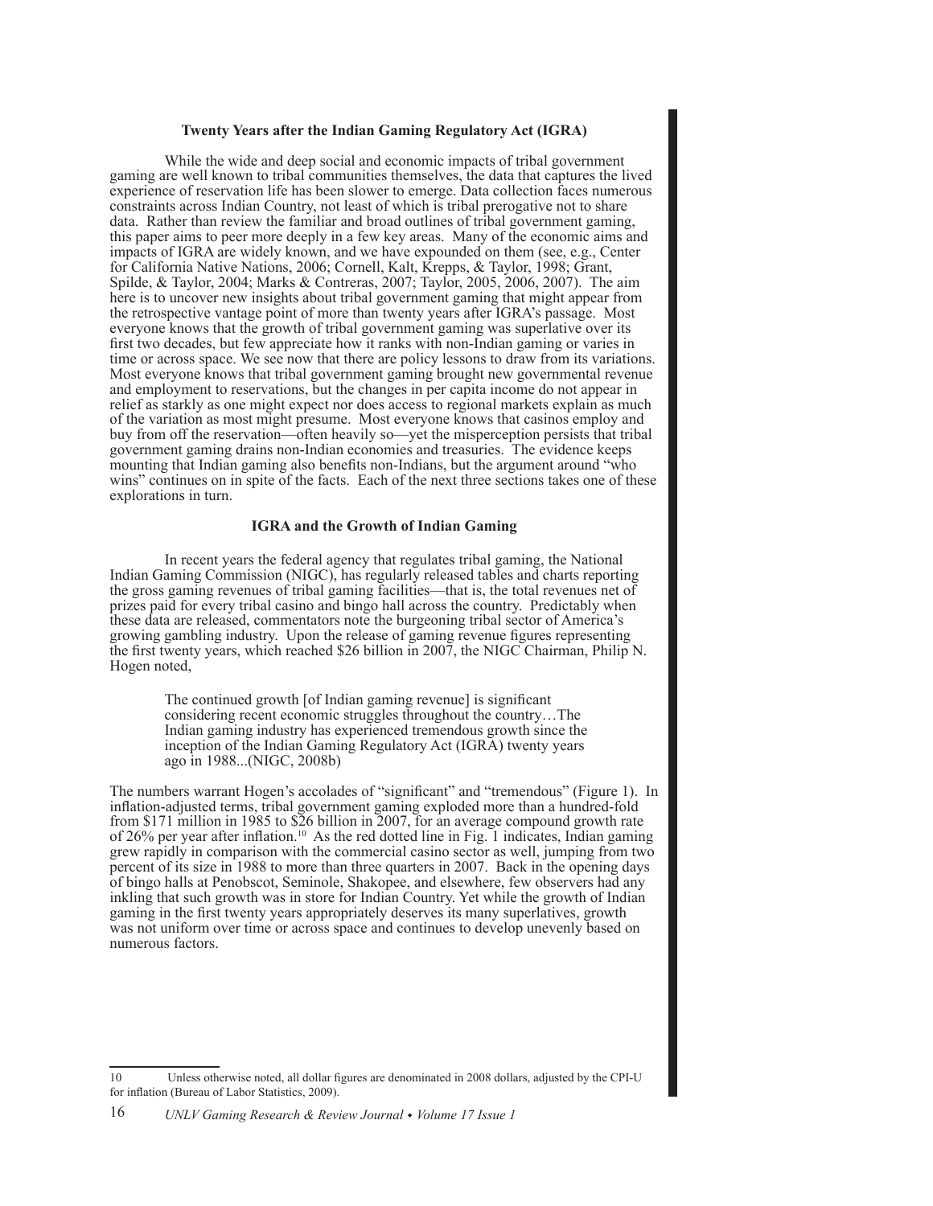### Twenty Years after the Indian Gaming Regulatory Act (IGRA)

While the wide and deep social and economic impacts of tribal government gaming are well known to tribal communities themselves, the data that captures the lived experience of reservation life has been slower to emerge. Data collection faces numerous constraints across Indian Country, not least of which is tribal prerogative not to share data. Rather than review the familiar and broad outlines of tribal government gaming, this paper aims to peer more deeply in a few key areas. Many of the economic aims and impacts of IGRA are widely known, and we have expounded on them (see, e.g., Center for California Native Nations, 2006; Cornell, Kalt, Krepps, & Taylor, 1998; Grant, Spilde, & Taylor, 2004; Marks & Contreras, 2007; Taylor, 2005, 2006, 2007). The aim here is to uncover new insights about tribal government gaming that might appear from the retrospective vantage point of more than twenty years after IGRA's passage. Most everyone knows that the growth of tribal government gaming was superlative over its first two decades, but few appreciate how it ranks with non-Indian gaming or varies in time or across space. We see now that there are policy lessons to draw from its variations. Most everyone knows that tribal government gaming brought new governmental revenue and employment to reservations, but the changes in per capita income do not appear in relief as starkly as one might expect nor does access to regional markets explain as much of the variation as most might presume. Most everyone knows that casinos employ and buy from off the reservation—often heavily so—yet the misperception persists that tribal government gaming drains non-Indian economies and treasuries. The evidence keeps mounting that Indian gaming also benefits non-Indians, but the argument around "who wins" continues on in spite of the facts. Each of the next three sections takes one of these explorations in turn.

### IGRA and the Growth of Indian Gaming

In recent years the federal agency that regulates tribal gaming, the National Indian Gaming Commission (NIGC), has regularly released tables and charts reporting the gross gaming revenues of tribal gaming facilities—that is, the total revenues net of prizes paid for every tribal casino and bingo hall across the country. Predictably when these data are released, commentators note the burgeoning tribal sector of America's growing gambling industry. Upon the release of gaming revenue figures representing the first twenty years, which reached \$26 billion in 2007, the NIGC Chairman, Philip N. Hogen noted,

> The continued growth [of Indian gaming revenue] is significant considering recent economic struggles throughout the country…The Indian gaming industry has experienced tremendous growth since the inception of the Indian Gaming Regulatory Act (IGRA) twenty years ago in 1988...(NIGC, 2008b)

The numbers warrant Hogen's accolades of "significant" and "tremendous" (Figure 1). In inflation-adjusted terms, tribal government gaming exploded more than a hundred-fold from \$171 million in 1985 to \$26 billion in 2007, for an average compound growth rate of 26% per year after inflation.[10] As the red dotted line in Fig. 1 indicates, Indian gaming grew rapidly in comparison with the commercial casino sector as well, jumping from two percent of its size in 1988 to more than three quarters in 2007. Back in the opening days of bingo halls at Penobscot, Seminole, Shakopee, and elsewhere, few observers had any inkling that such growth was in store for Indian Country. Yet while the growth of Indian gaming in the first twenty years appropriately deserves its many superlatives, growth was not uniform over time or across space and continues to develop unevenly based on numerous factors.

---

[10] Unless otherwise noted, all dollar figures are denominated in 2008 dollars, adjusted by the CPI-U for inflation (Bureau of Labor Statistics, 2009).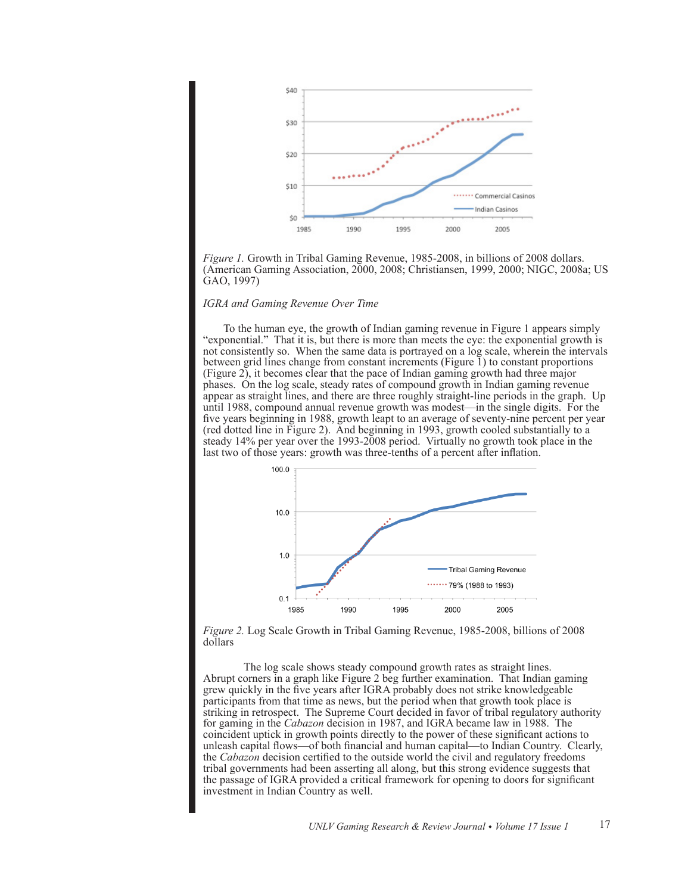*Figure 1.* Growth in Tribal Gaming Revenue, 1985-2008, in billions of 2008 dollars. (American Gaming Association, 2000, 2008; Christiansen, 1999, 2000; NIGC, 2008a; US GAO, 1997)

*IGRA and Gaming Revenue Over Time*

To the human eye, the growth of Indian gaming revenue in Figure 1 appears simply "exponential." That it is, but there is more than meets the eye: the exponential growth is not consistently so. When the same data is portrayed on a log scale, wherein the intervals between grid lines change from constant increments (Figure 1) to constant proportions (Figure 2), it becomes clear that the pace of Indian gaming growth had three major phases. On the log scale, steady rates of compound growth in Indian gaming revenue appear as straight lines, and there are three roughly straight-line periods in the graph. Up until 1988, compound annual revenue growth was modest—in the single digits. For the five years beginning in 1988, growth leapt to an average of seventy-nine percent per year (red dotted line in Figure 2). And beginning in 1993, growth cooled substantially to a steady 14% per year over the 1993-2008 period. Virtually no growth took place in the last two of those years: growth was three-tenths of a percent after inflation.

*Figure 2.* Log Scale Growth in Tribal Gaming Revenue, 1985-2008, billions of 2008 dollars

The log scale shows steady compound growth rates as straight lines. Abrupt corners in a graph like Figure 2 beg further examination. That Indian gaming grew quickly in the five years after IGRA probably does not strike knowledgeable participants from that time as news, but the period when that growth took place is striking in retrospect. The Supreme Court decided in favor of tribal regulatory authority for gaming in the *Cabazon* decision in 1987, and IGRA became law in 1988. The coincident uptick in growth points directly to the power of these significant actions to unleash capital flows—of both financial and human capital—to Indian Country. Clearly, the *Cabazon* decision certified to the outside world the civil and regulatory freedoms tribal governments had been asserting all along, but this strong evidence suggests that the passage of IGRA provided a critical framework for opening to doors for significant investment in Indian Country as well.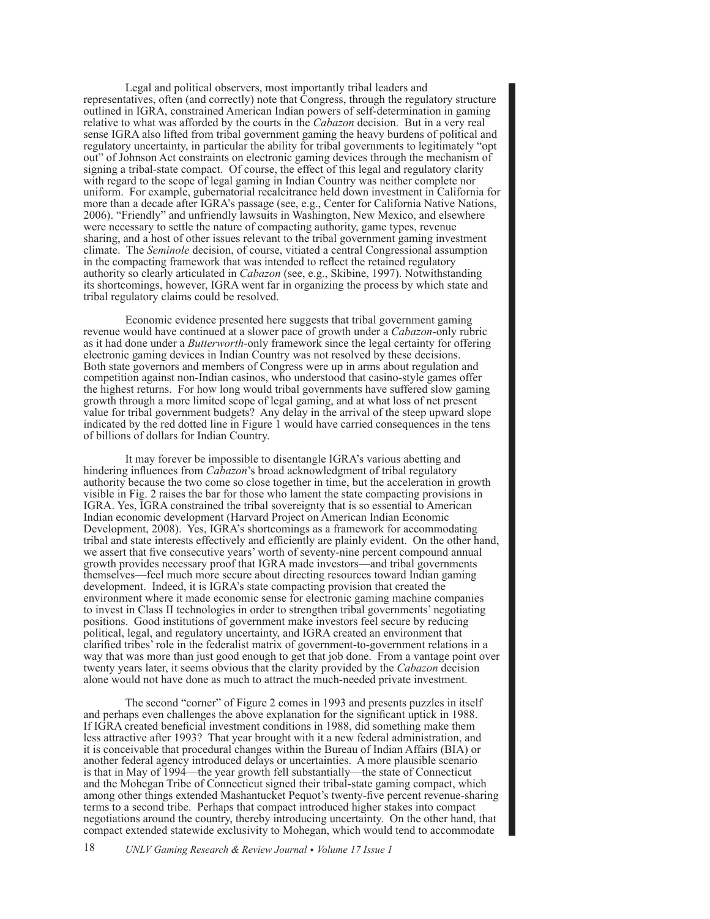Legal and political observers, most importantly tribal leaders and representatives, often (and correctly) note that Congress, through the regulatory structure outlined in IGRA, constrained American Indian powers of self-determination in gaming relative to what was afforded by the courts in the *Cabazon* decision. But in a very real sense IGRA also lifted from tribal government gaming the heavy burdens of political and regulatory uncertainty, in particular the ability for tribal governments to legitimately "opt out" of Johnson Act constraints on electronic gaming devices through the mechanism of signing a tribal-state compact. Of course, the effect of this legal and regulatory clarity with regard to the scope of legal gaming in Indian Country was neither complete nor uniform. For example, gubernatorial recalcitrance held down investment in California for more than a decade after IGRA's passage (see, e.g., Center for California Native Nations, 2006). "Friendly" and unfriendly lawsuits in Washington, New Mexico, and elsewhere were necessary to settle the nature of compacting authority, game types, revenue sharing, and a host of other issues relevant to the tribal government gaming investment climate. The *Seminole* decision, of course, vitiated a central Congressional assumption in the compacting framework that was intended to reflect the retained regulatory authority so clearly articulated in *Cabazon* (see, e.g., Skibine, 1997). Notwithstanding its shortcomings, however, IGRA went far in organizing the process by which state and tribal regulatory claims could be resolved.

Economic evidence presented here suggests that tribal government gaming revenue would have continued at a slower pace of growth under a *Cabazon*-only rubric as it had done under a *Butterworth*-only framework since the legal certainty for offering electronic gaming devices in Indian Country was not resolved by these decisions. Both state governors and members of Congress were up in arms about regulation and competition against non-Indian casinos, who understood that casino-style games offer the highest returns. For how long would tribal governments have suffered slow gaming growth through a more limited scope of legal gaming, and at what loss of net present value for tribal government budgets? Any delay in the arrival of the steep upward slope indicated by the red dotted line in Figure 1 would have carried consequences in the tens of billions of dollars for Indian Country.

It may forever be impossible to disentangle IGRA's various abetting and hindering influences from *Cabazon*'s broad acknowledgment of tribal regulatory authority because the two come so close together in time, but the acceleration in growth visible in Fig. 2 raises the bar for those who lament the state compacting provisions in IGRA. Yes, IGRA constrained the tribal sovereignty that is so essential to American Indian economic development (Harvard Project on American Indian Economic Development, 2008). Yes, IGRA's shortcomings as a framework for accommodating tribal and state interests effectively and efficiently are plainly evident. On the other hand, we assert that five consecutive years' worth of seventy-nine percent compound annual growth provides necessary proof that IGRA made investors—and tribal governments themselves—feel much more secure about directing resources toward Indian gaming development. Indeed, it is IGRA's state compacting provision that created the environment where it made economic sense for electronic gaming machine companies to invest in Class II technologies in order to strengthen tribal governments' negotiating positions. Good institutions of government make investors feel secure by reducing political, legal, and regulatory uncertainty, and IGRA created an environment that clarified tribes' role in the federalist matrix of government-to-government relations in a way that was more than just good enough to get that job done. From a vantage point over twenty years later, it seems obvious that the clarity provided by the *Cabazon* decision alone would not have done as much to attract the much-needed private investment.

The second "corner" of Figure 2 comes in 1993 and presents puzzles in itself and perhaps even challenges the above explanation for the significant uptick in 1988. If IGRA created beneficial investment conditions in 1988, did something make them less attractive after 1993? That year brought with it a new federal administration, and it is conceivable that procedural changes within the Bureau of Indian Affairs (BIA) or another federal agency introduced delays or uncertainties. A more plausible scenario is that in May of 1994—the year growth fell substantially—the state of Connecticut and the Mohegan Tribe of Connecticut signed their tribal-state gaming compact, which among other things extended Mashantucket Pequot's twenty-five percent revenue-sharing terms to a second tribe. Perhaps that compact introduced higher stakes into compact negotiations around the country, thereby introducing uncertainty. On the other hand, that compact extended statewide exclusivity to Mohegan, which would tend to accommodate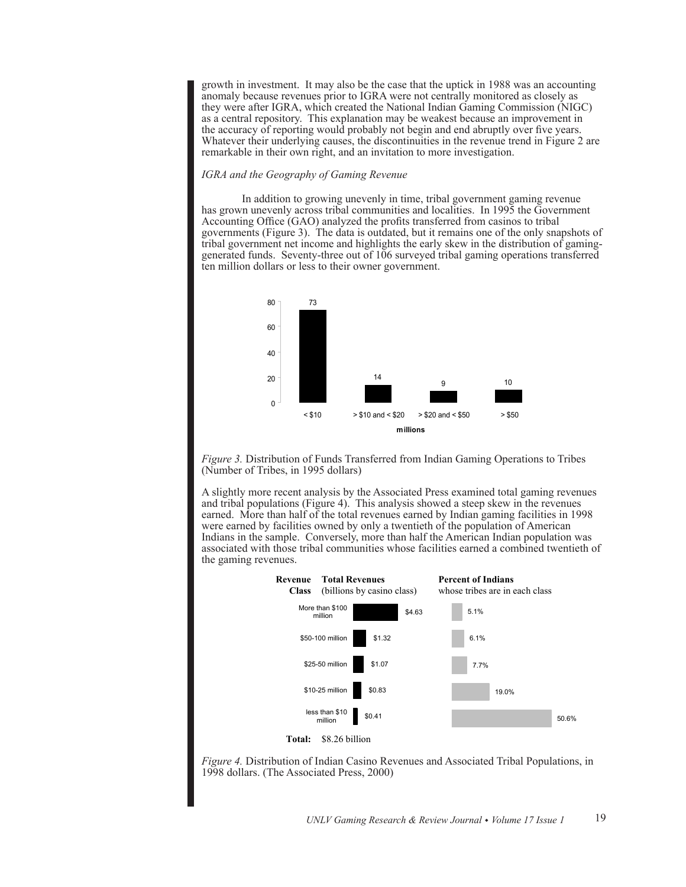growth in investment. It may also be the case that the uptick in 1988 was an accounting anomaly because revenues prior to IGRA were not centrally monitored as closely as they were after IGRA, which created the National Indian Gaming Commission (NIGC) as a central repository. This explanation may be weakest because an improvement in the accuracy of reporting would probably not begin and end abruptly over five years. Whatever their underlying causes, the discontinuities in the revenue trend in Figure 2 are remarkable in their own right, and an invitation to more investigation.

*IGRA and the Geography of Gaming Revenue*

In addition to growing unevenly in time, tribal government gaming revenue has grown unevenly across tribal communities and localities. In 1995 the Government Accounting Office (GAO) analyzed the profits transferred from casinos to tribal governments (Figure 3). The data is outdated, but it remains one of the only snapshots of tribal government net income and highlights the early skew in the distribution of gaming-generated funds. Seventy-three out of 106 surveyed tribal gaming operations transferred ten million dollars or less to their owner government.

| millions | Number of Tribes |
|---|---|
| < $10 | 73 |
| > $10 and < $20 | 14 |
| > $20 and < $50 | 9 |
| > $50 | 10 |

*Figure 3.* Distribution of Funds Transferred from Indian Gaming Operations to Tribes (Number of Tribes, in 1995 dollars)

A slightly more recent analysis by the Associated Press examined total gaming revenues and tribal populations (Figure 4). This analysis showed a steep skew in the revenues earned. More than half of the total revenues earned by Indian gaming facilities in 1998 were earned by facilities owned by only a twentieth of the population of American Indians in the sample. Conversely, more than half the American Indian population was associated with those tribal communities whose facilities earned a combined twentieth of the gaming revenues.

| Revenue Class | Total Revenues (billions by casino class) | Percent of Indians whose tribes are in each class |
|---|---|---|
| More than $100 million | $4.63 | 5.1% |
| $50-100 million | $1.32 | 6.1% |
| $25-50 million | $1.07 | 7.7% |
| $10-25 million | $0.83 | 19.0% |
| less than $10 million | $0.41 | 50.6% |
| **Total:** | $8.26 billion | |

*Figure 4.* Distribution of Indian Casino Revenues and Associated Tribal Populations, in 1998 dollars. (The Associated Press, 2000)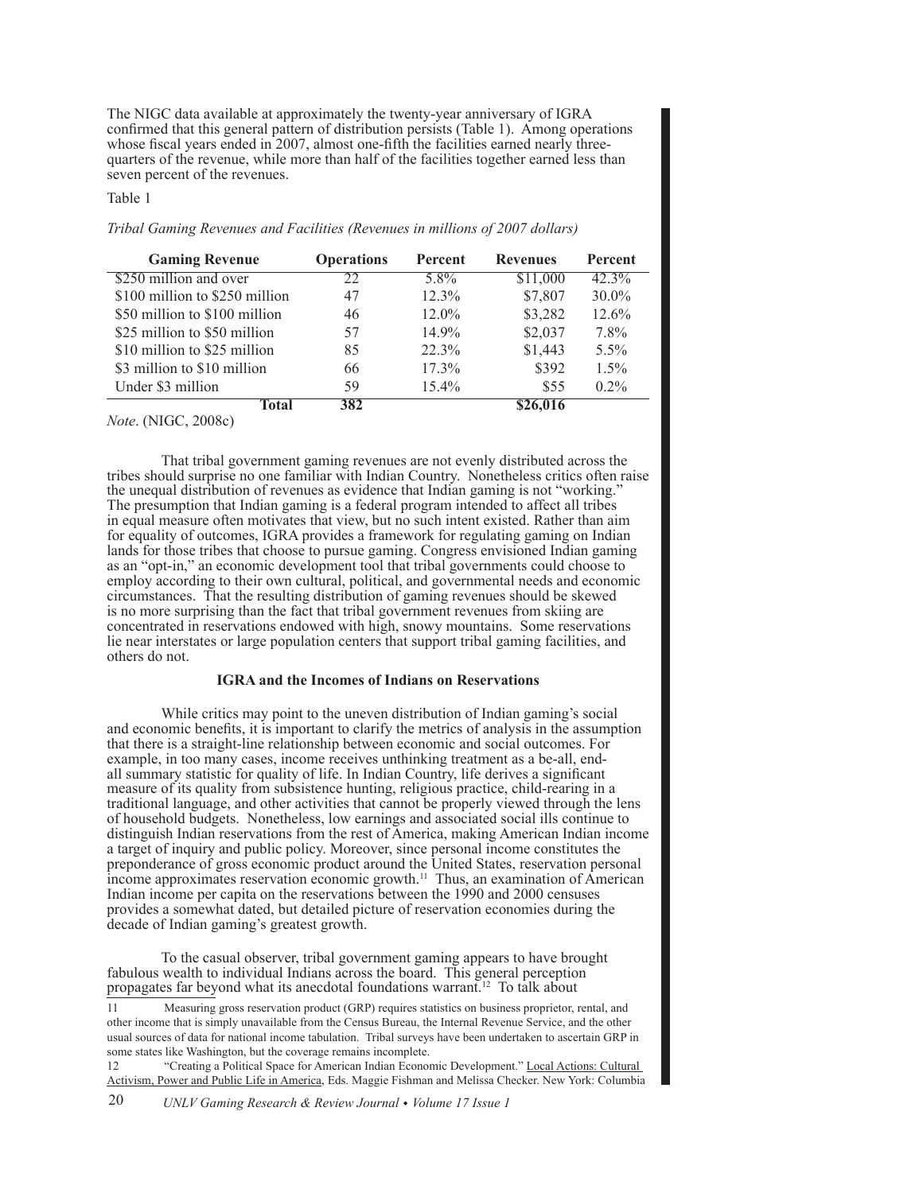The NIGC data available at approximately the twenty-year anniversary of IGRA confirmed that this general pattern of distribution persists (Table 1). Among operations whose fiscal years ended in 2007, almost one-fifth the facilities earned nearly three-quarters of the revenue, while more than half of the facilities together earned less than seven percent of the revenues.

Table 1

*Tribal Gaming Revenues and Facilities (Revenues in millions of 2007 dollars)*

| Gaming Revenue | Operations | Percent | Revenues | Percent |
|---|---|---|---|---|
| $250 million and over | 22 | 5.8% | $11,000 | 42.3% |
| $100 million to $250 million | 47 | 12.3% | $7,807 | 30.0% |
| $50 million to $100 million | 46 | 12.0% | $3,282 | 12.6% |
| $25 million to $50 million | 57 | 14.9% | $2,037 | 7.8% |
| $10 million to $25 million | 85 | 22.3% | $1,443 | 5.5% |
| $3 million to $10 million | 66 | 17.3% | $392 | 1.5% |
| Under $3 million | 59 | 15.4% | $55 | 0.2% |
| **Total** | **382** | | **$26,016** | |

*Note*. (NIGC, 2008c)

That tribal government gaming revenues are not evenly distributed across the tribes should surprise no one familiar with Indian Country. Nonetheless critics often raise the unequal distribution of revenues as evidence that Indian gaming is not "working." The presumption that Indian gaming is a federal program intended to affect all tribes in equal measure often motivates that view, but no such intent existed. Rather than aim for equality of outcomes, IGRA provides a framework for regulating gaming on Indian lands for those tribes that choose to pursue gaming. Congress envisioned Indian gaming as an "opt-in," an economic development tool that tribal governments could choose to employ according to their own cultural, political, and governmental needs and economic circumstances. That the resulting distribution of gaming revenues should be skewed is no more surprising than the fact that tribal government revenues from skiing are concentrated in reservations endowed with high, snowy mountains. Some reservations lie near interstates or large population centers that support tribal gaming facilities, and others do not.

### IGRA and the Incomes of Indians on Reservations

While critics may point to the uneven distribution of Indian gaming's social and economic benefits, it is important to clarify the metrics of analysis in the assumption that there is a straight-line relationship between economic and social outcomes. For example, in too many cases, income receives unthinking treatment as a be-all, end-all summary statistic for quality of life. In Indian Country, life derives a significant measure of its quality from subsistence hunting, religious practice, child-rearing in a traditional language, and other activities that cannot be properly viewed through the lens of household budgets. Nonetheless, low earnings and associated social ills continue to distinguish Indian reservations from the rest of America, making American Indian income a target of inquiry and public policy. Moreover, since personal income constitutes the preponderance of gross economic product around the United States, reservation personal income approximates reservation economic growth.[11] Thus, an examination of American Indian income per capita on the reservations between the 1990 and 2000 censuses provides a somewhat dated, but detailed picture of reservation economies during the decade of Indian gaming's greatest growth.

To the casual observer, tribal government gaming appears to have brought fabulous wealth to individual Indians across the board. This general perception propagates far beyond what its anecdotal foundations warrant.[12] To talk about

11 Measuring gross reservation product (GRP) requires statistics on business proprietor, rental, and other income that is simply unavailable from the Census Bureau, the Internal Revenue Service, and the other usual sources of data for national income tabulation. Tribal surveys have been undertaken to ascertain GRP in some states like Washington, but the coverage remains incomplete.

12 "Creating a Political Space for American Indian Economic Development." Local Actions: Cultural Activism, Power and Public Life in America, Eds. Maggie Fishman and Melissa Checker. New York: Columbia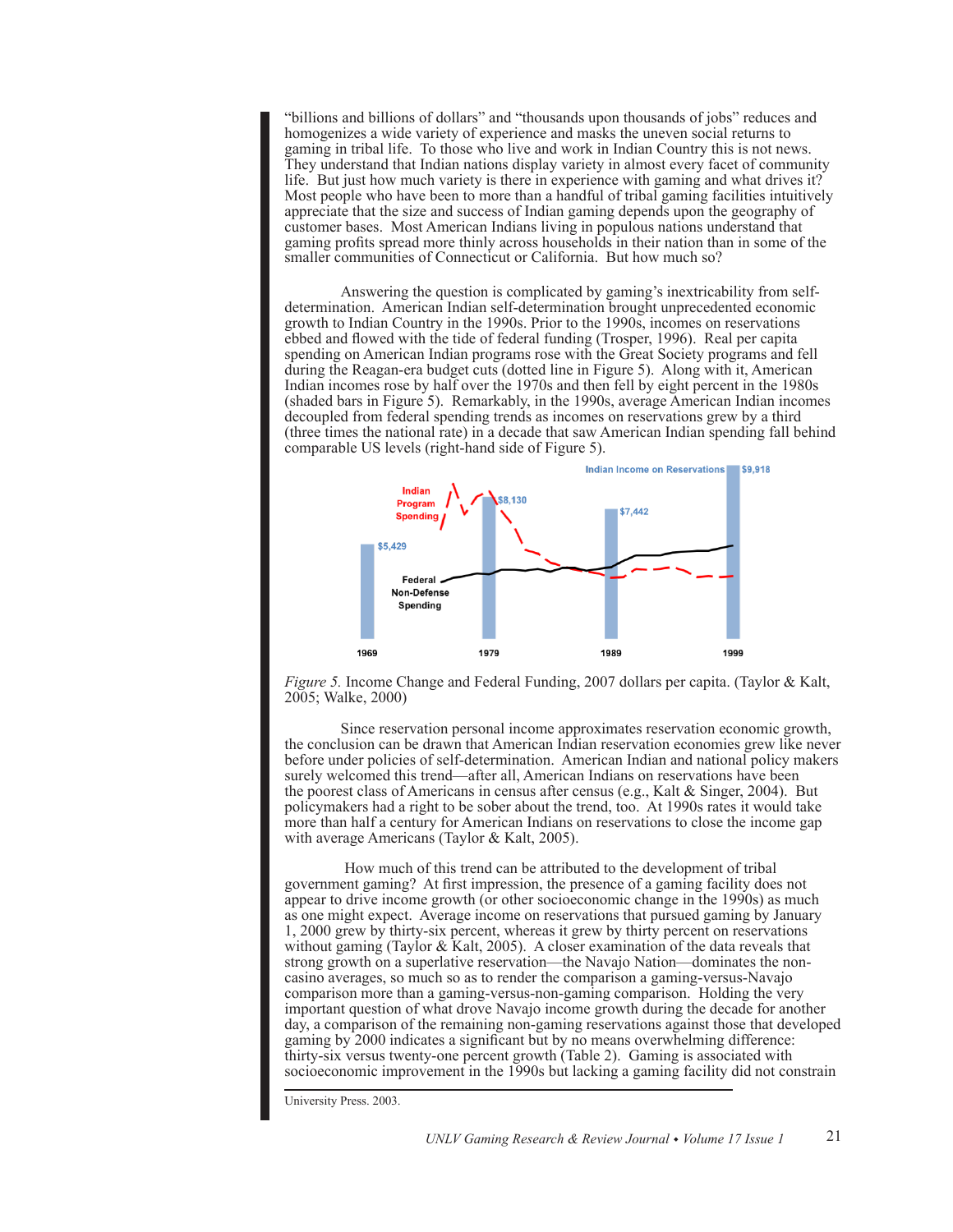"billions and billions of dollars" and "thousands upon thousands of jobs" reduces and homogenizes a wide variety of experience and masks the uneven social returns to gaming in tribal life. To those who live and work in Indian Country this is not news. They understand that Indian nations display variety in almost every facet of community life. But just how much variety is there in experience with gaming and what drives it? Most people who have been to more than a handful of tribal gaming facilities intuitively appreciate that the size and success of Indian gaming depends upon the geography of customer bases. Most American Indians living in populous nations understand that gaming profits spread more thinly across households in their nation than in some of the smaller communities of Connecticut or California. But how much so?

Answering the question is complicated by gaming's inextricability from self-determination. American Indian self-determination brought unprecedented economic growth to Indian Country in the 1990s. Prior to the 1990s, incomes on reservations ebbed and flowed with the tide of federal funding (Trosper, 1996). Real per capita spending on American Indian programs rose with the Great Society programs and fell during the Reagan-era budget cuts (dotted line in Figure 5). Along with it, American Indian incomes rose by half over the 1970s and then fell by eight percent in the 1980s (shaded bars in Figure 5). Remarkably, in the 1990s, average American Indian incomes decoupled from federal spending trends as incomes on reservations grew by a third (three times the national rate) in a decade that saw American Indian spending fall behind comparable US levels (right-hand side of Figure 5).

*Figure 5.* Income Change and Federal Funding, 2007 dollars per capita. (Taylor & Kalt, 2005; Walke, 2000)

Since reservation personal income approximates reservation economic growth, the conclusion can be drawn that American Indian reservation economies grew like never before under policies of self-determination. American Indian and national policy makers surely welcomed this trend—after all, American Indians on reservations have been the poorest class of Americans in census after census (e.g., Kalt & Singer, 2004). But policymakers had a right to be sober about the trend, too. At 1990s rates it would take more than half a century for American Indians on reservations to close the income gap with average Americans (Taylor & Kalt, 2005).

How much of this trend can be attributed to the development of tribal government gaming? At first impression, the presence of a gaming facility does not appear to drive income growth (or other socioeconomic change in the 1990s) as much as one might expect. Average income on reservations that pursued gaming by January 1, 2000 grew by thirty-six percent, whereas it grew by thirty percent on reservations without gaming (Taylor & Kalt, 2005). A closer examination of the data reveals that strong growth on a superlative reservation—the Navajo Nation—dominates the non-casino averages, so much so as to render the comparison a gaming-versus-Navajo comparison more than a gaming-versus-non-gaming comparison. Holding the very important question of what drove Navajo income growth during the decade for another day, a comparison of the remaining non-gaming reservations against those that developed gaming by 2000 indicates a significant but by no means overwhelming difference: thirty-six versus twenty-one percent growth (Table 2). Gaming is associated with socioeconomic improvement in the 1990s but lacking a gaming facility did not constrain

University Press. 2003.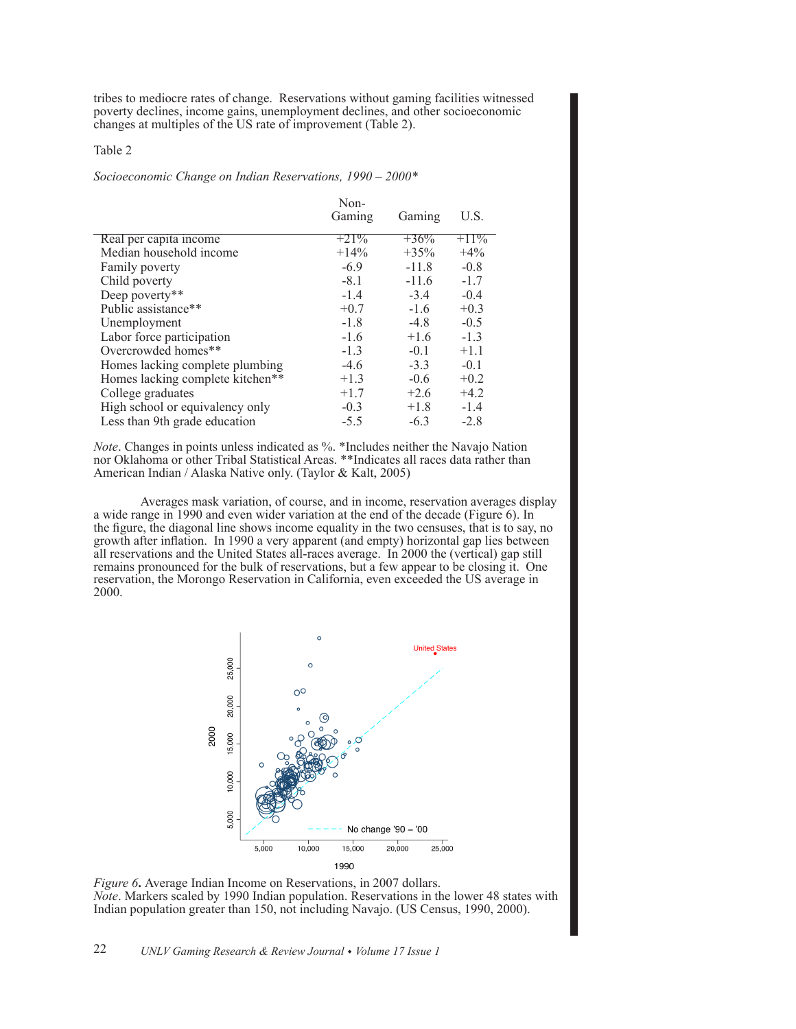tribes to mediocre rates of change. Reservations without gaming facilities witnessed poverty declines, income gains, unemployment declines, and other socioeconomic changes at multiples of the US rate of improvement (Table 2).

Table 2

*Socioeconomic Change on Indian Reservations, 1990 – 2000**

| | Non-Gaming | Gaming | U.S. |
|---|---|---|---|
| Real per capita income | +21% | +36% | +11% |
| Median household income | +14% | +35% | +4% |
| Family poverty | -6.9 | -11.8 | -0.8 |
| Child poverty | -8.1 | -11.6 | -1.7 |
| Deep poverty** | -1.4 | -3.4 | -0.4 |
| Public assistance** | +0.7 | -1.6 | +0.3 |
| Unemployment | -1.8 | -4.8 | -0.5 |
| Labor force participation | -1.6 | +1.6 | -1.3 |
| Overcrowded homes** | -1.3 | -0.1 | +1.1 |
| Homes lacking complete plumbing | -4.6 | -3.3 | -0.1 |
| Homes lacking complete kitchen** | +1.3 | -0.6 | +0.2 |
| College graduates | +1.7 | +2.6 | +4.2 |
| High school or equivalency only | -0.3 | +1.8 | -1.4 |
| Less than 9th grade education | -5.5 | -6.3 | -2.8 |

*Note*. Changes in points unless indicated as %. *Includes neither the Navajo Nation nor Oklahoma or other Tribal Statistical Areas. **Indicates all races data rather than American Indian / Alaska Native only. (Taylor & Kalt, 2005)

Averages mask variation, of course, and in income, reservation averages display a wide range in 1990 and even wider variation at the end of the decade (Figure 6). In the figure, the diagonal line shows income equality in the two censuses, that is to say, no growth after inflation. In 1990 a very apparent (and empty) horizontal gap lies between all reservations and the United States all-races average. In 2000 the (vertical) gap still remains pronounced for the bulk of reservations, but a few appear to be closing it. One reservation, the Morongo Reservation in California, even exceeded the US average in 2000.

*Figure 6***.** Average Indian Income on Reservations, in 2007 dollars.
*Note*. Markers scaled by 1990 Indian population. Reservations in the lower 48 states with Indian population greater than 150, not including Navajo. (US Census, 1990, 2000).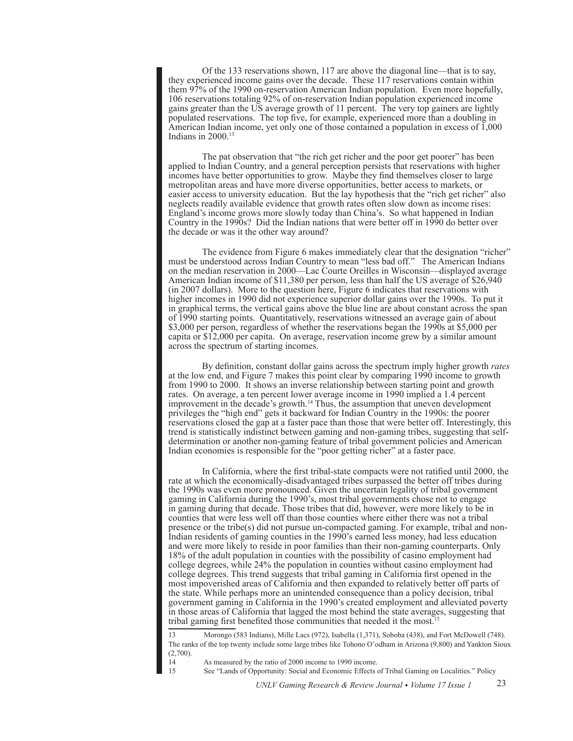Of the 133 reservations shown, 117 are above the diagonal line—that is to say, they experienced income gains over the decade. These 117 reservations contain within them 97% of the 1990 on-reservation American Indian population. Even more hopefully, 106 reservations totaling 92% of on-reservation Indian population experienced income gains greater than the US average growth of 11 percent. The very top gainers are lightly populated reservations. The top five, for example, experienced more than a doubling in American Indian income, yet only one of those contained a population in excess of 1,000 Indians in 2000.[13]

The pat observation that "the rich get richer and the poor get poorer" has been applied to Indian Country, and a general perception persists that reservations with higher incomes have better opportunities to grow. Maybe they find themselves closer to large metropolitan areas and have more diverse opportunities, better access to markets, or easier access to university education. But the lay hypothesis that the "rich get richer" also neglects readily available evidence that growth rates often slow down as income rises: England's income grows more slowly today than China's. So what happened in Indian Country in the 1990s? Did the Indian nations that were better off in 1990 do better over the decade or was it the other way around?

The evidence from Figure 6 makes immediately clear that the designation "richer" must be understood across Indian Country to mean "less bad off." The American Indians on the median reservation in 2000—Lac Courte Oreilles in Wisconsin—displayed average American Indian income of $11,380 per person, less than half the US average of $26,940 (in 2007 dollars). More to the question here, Figure 6 indicates that reservations with higher incomes in 1990 did not experience superior dollar gains over the 1990s. To put it in graphical terms, the vertical gains above the blue line are about constant across the span of 1990 starting points. Quantitatively, reservations witnessed an average gain of about $3,000 per person, regardless of whether the reservations began the 1990s at $5,000 per capita or $12,000 per capita. On average, reservation income grew by a similar amount across the spectrum of starting incomes.

By definition, constant dollar gains across the spectrum imply higher growth *rates* at the low end, and Figure 7 makes this point clear by comparing 1990 income to growth from 1990 to 2000. It shows an inverse relationship between starting point and growth rates. On average, a ten percent lower average income in 1990 implied a 1.4 percent improvement in the decade's growth.[14] Thus, the assumption that uneven development privileges the "high end" gets it backward for Indian Country in the 1990s: the poorer reservations closed the gap at a faster pace than those that were better off. Interestingly, this trend is statistically indistinct between gaming and non-gaming tribes, suggesting that self-determination or another non-gaming feature of tribal government policies and American Indian economies is responsible for the "poor getting richer" at a faster pace.

In California, where the first tribal-state compacts were not ratified until 2000, the rate at which the economically-disadvantaged tribes surpassed the better off tribes during the 1990s was even more pronounced. Given the uncertain legality of tribal government gaming in California during the 1990's, most tribal governments chose not to engage in gaming during that decade. Those tribes that did, however, were more likely to be in counties that were less well off than those counties where either there was not a tribal presence or the tribe(s) did not pursue un-compacted gaming. For example, tribal and non-Indian residents of gaming counties in the 1990's earned less money, had less education and were more likely to reside in poor families than their non-gaming counterparts. Only 18% of the adult population in counties with the possibility of casino employment had college degrees, while 24% the population in counties without casino employment had college degrees. This trend suggests that tribal gaming in California first opened in the most impoverished areas of California and then expanded to relatively better off parts of the state. While perhaps more an unintended consequence than a policy decision, tribal government gaming in California in the 1990's created employment and alleviated poverty in those areas of California that lagged the most behind the state averages, suggesting that tribal gaming first benefited those communities that needed it the most.[15]

---

13 Morongo (583 Indians), Mille Lacs (972), Isabella (1,371), Soboba (438), and Fort McDowell (748). The ranks of the top twenty include some large tribes like Tohono O'odham in Arizona (9,800) and Yankton Sioux (2,700).

14 As measured by the ratio of 2000 income to 1990 income.

15 See "Lands of Opportunity: Social and Economic Effects of Tribal Gaming on Localities." Policy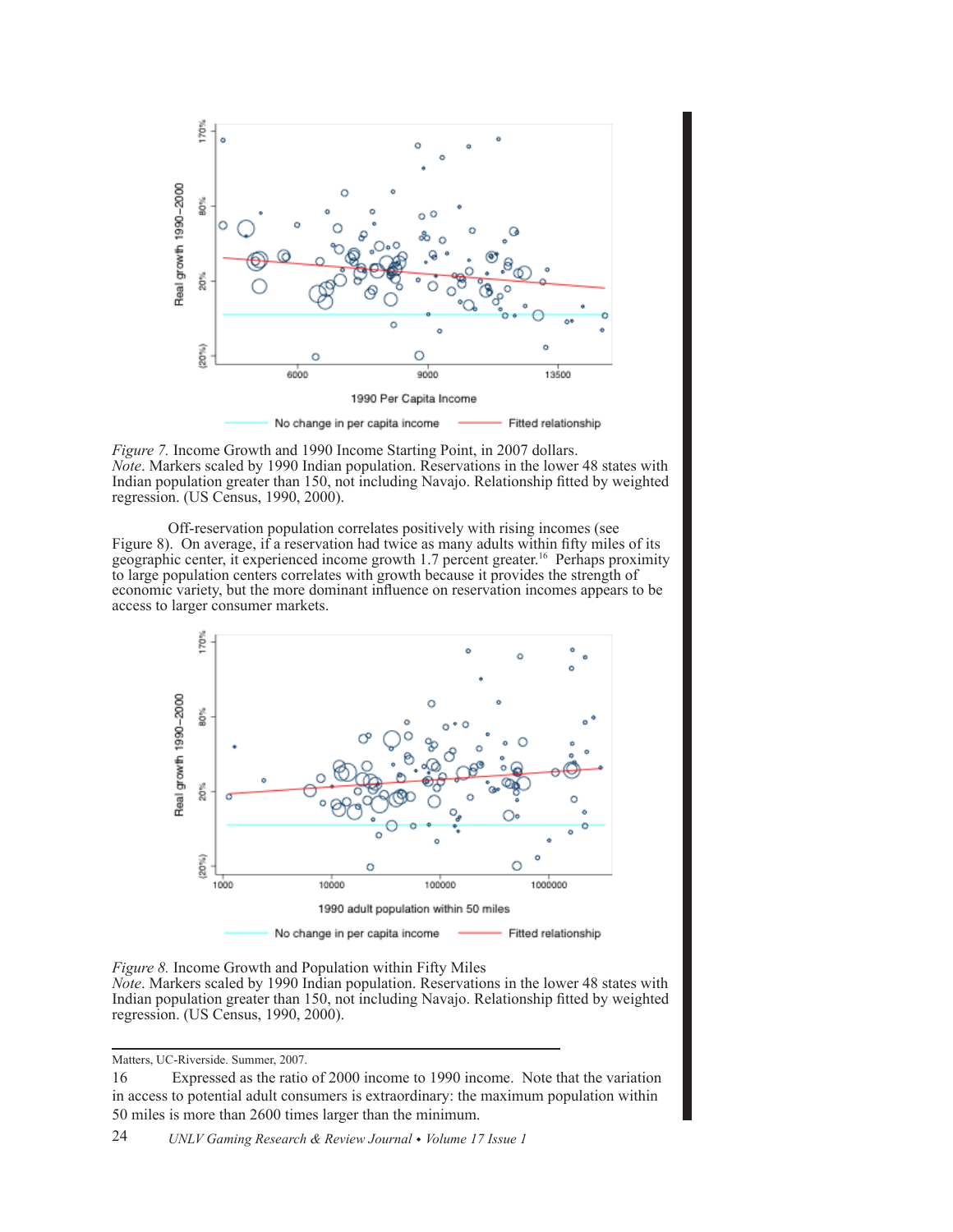*Figure 7.* Income Growth and 1990 Income Starting Point, in 2007 dollars.
*Note*. Markers scaled by 1990 Indian population. Reservations in the lower 48 states with Indian population greater than 150, not including Navajo. Relationship fitted by weighted regression. (US Census, 1990, 2000).

Off-reservation population correlates positively with rising incomes (see Figure 8). On average, if a reservation had twice as many adults within fifty miles of its geographic center, it experienced income growth 1.7 percent greater.[16] Perhaps proximity to large population centers correlates with growth because it provides the strength of economic variety, but the more dominant influence on reservation incomes appears to be access to larger consumer markets.

*Figure 8.* Income Growth and Population within Fifty Miles
*Note*. Markers scaled by 1990 Indian population. Reservations in the lower 48 states with Indian population greater than 150, not including Navajo. Relationship fitted by weighted regression. (US Census, 1990, 2000).

---

Matters, UC-Riverside. Summer, 2007.

16 Expressed as the ratio of 2000 income to 1990 income. Note that the variation in access to potential adult consumers is extraordinary: the maximum population within 50 miles is more than 2600 times larger than the minimum.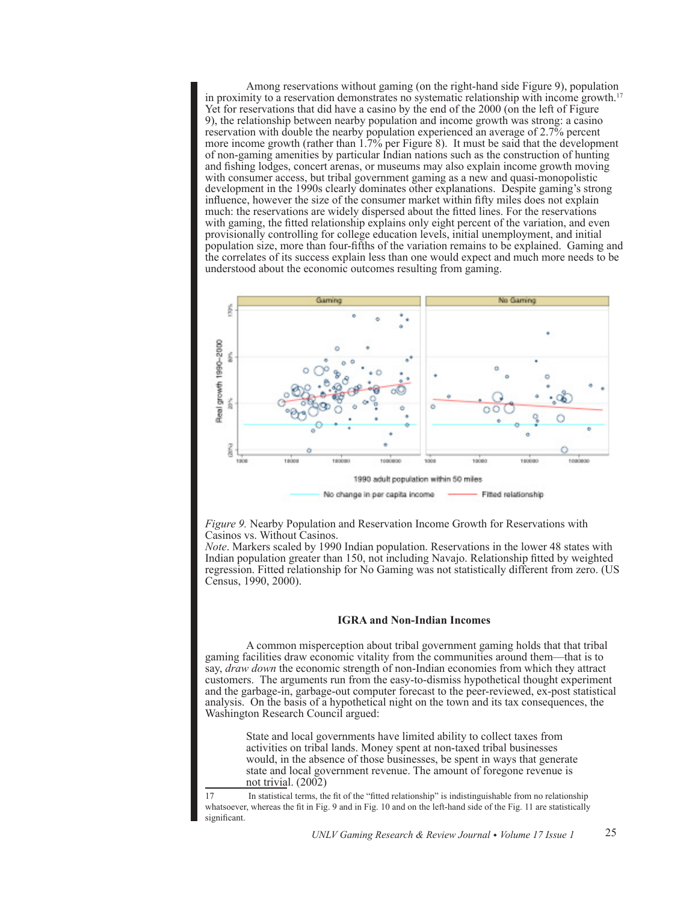Among reservations without gaming (on the right-hand side Figure 9), population in proximity to a reservation demonstrates no systematic relationship with income growth.[17] Yet for reservations that did have a casino by the end of the 2000 (on the left of Figure 9), the relationship between nearby population and income growth was strong: a casino reservation with double the nearby population experienced an average of 2.7% percent more income growth (rather than 1.7% per Figure 8). It must be said that the development of non-gaming amenities by particular Indian nations such as the construction of hunting and fishing lodges, concert arenas, or museums may also explain income growth moving with consumer access, but tribal government gaming as a new and quasi-monopolistic development in the 1990s clearly dominates other explanations. Despite gaming's strong influence, however the size of the consumer market within fifty miles does not explain much: the reservations are widely dispersed about the fitted lines. For the reservations with gaming, the fitted relationship explains only eight percent of the variation, and even provisionally controlling for college education levels, initial unemployment, and initial population size, more than four-fifths of the variation remains to be explained. Gaming and the correlates of its success explain less than one would expect and much more needs to be understood about the economic outcomes resulting from gaming.

*Figure 9.* Nearby Population and Reservation Income Growth for Reservations with Casinos vs. Without Casinos.
*Note*. Markers scaled by 1990 Indian population. Reservations in the lower 48 states with Indian population greater than 150, not including Navajo. Relationship fitted by weighted regression. Fitted relationship for No Gaming was not statistically different from zero. (US Census, 1990, 2000).

### IGRA and Non-Indian Incomes

A common misperception about tribal government gaming holds that that tribal gaming facilities draw economic vitality from the communities around them—that is to say, *draw down* the economic strength of non-Indian economies from which they attract customers. The arguments run from the easy-to-dismiss hypothetical thought experiment and the garbage-in, garbage-out computer forecast to the peer-reviewed, ex-post statistical analysis. On the basis of a hypothetical night on the town and its tax consequences, the Washington Research Council argued:

> State and local governments have limited ability to collect taxes from activities on tribal lands. Money spent at non-taxed tribal businesses would, in the absence of those businesses, be spent in ways that generate state and local government revenue. The amount of foregone revenue is not trivial. (2002)

[17] In statistical terms, the fit of the "fitted relationship" is indistinguishable from no relationship whatsoever, whereas the fit in Fig. 9 and in Fig. 10 and on the left-hand side of the Fig. 11 are statistically significant.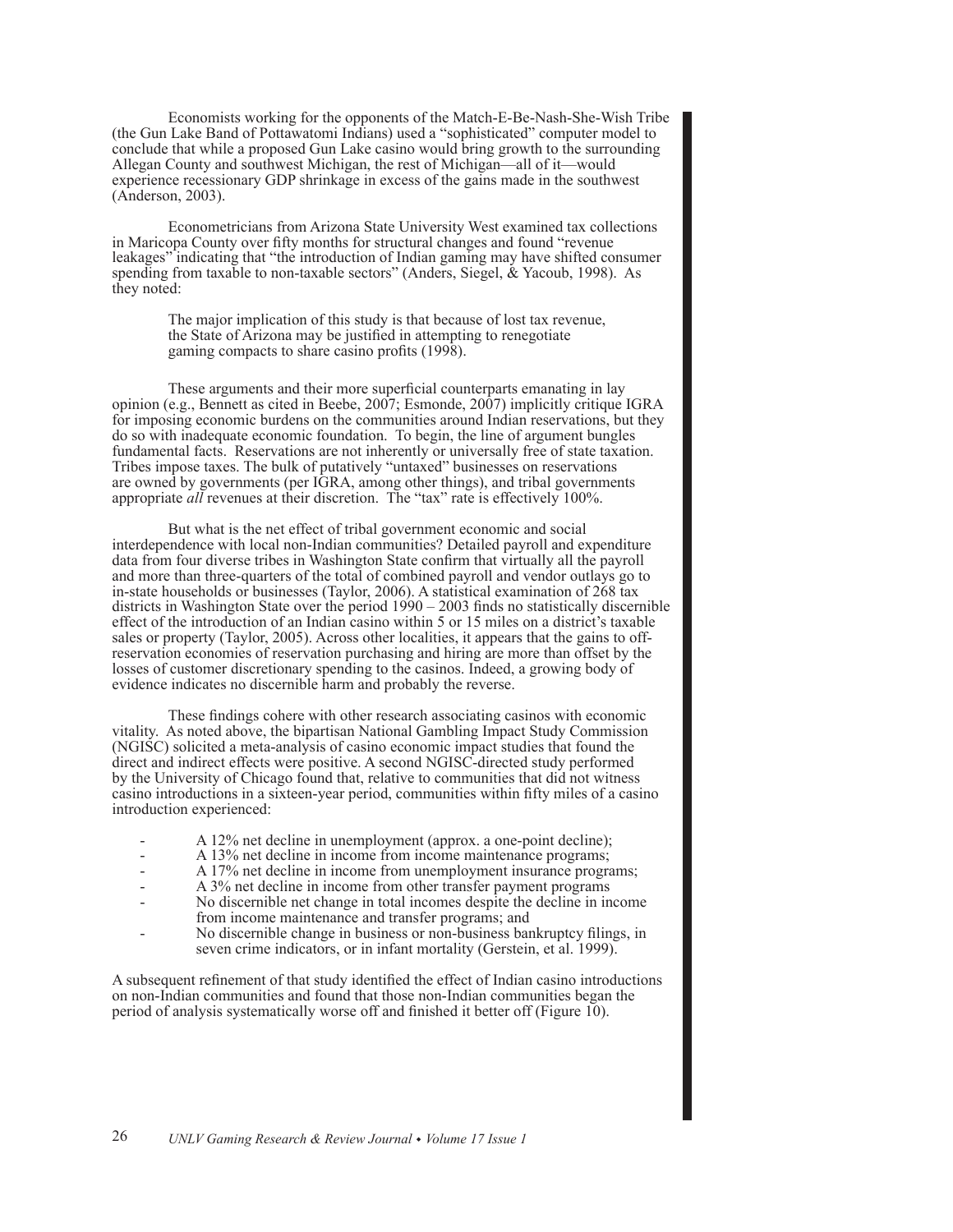Economists working for the opponents of the Match-E-Be-Nash-She-Wish Tribe (the Gun Lake Band of Pottawatomi Indians) used a "sophisticated" computer model to conclude that while a proposed Gun Lake casino would bring growth to the surrounding Allegan County and southwest Michigan, the rest of Michigan—all of it—would experience recessionary GDP shrinkage in excess of the gains made in the southwest (Anderson, 2003).

Econometricians from Arizona State University West examined tax collections in Maricopa County over fifty months for structural changes and found "revenue leakages" indicating that "the introduction of Indian gaming may have shifted consumer spending from taxable to non-taxable sectors" (Anders, Siegel, & Yacoub, 1998). As they noted:

> The major implication of this study is that because of lost tax revenue, the State of Arizona may be justified in attempting to renegotiate gaming compacts to share casino profits (1998).

These arguments and their more superficial counterparts emanating in lay opinion (e.g., Bennett as cited in Beebe, 2007; Esmonde, 2007) implicitly critique IGRA for imposing economic burdens on the communities around Indian reservations, but they do so with inadequate economic foundation. To begin, the line of argument bungles fundamental facts. Reservations are not inherently or universally free of state taxation. Tribes impose taxes. The bulk of putatively "untaxed" businesses on reservations are owned by governments (per IGRA, among other things), and tribal governments appropriate *all* revenues at their discretion. The "tax" rate is effectively 100%.

But what is the net effect of tribal government economic and social interdependence with local non-Indian communities? Detailed payroll and expenditure data from four diverse tribes in Washington State confirm that virtually all the payroll and more than three-quarters of the total of combined payroll and vendor outlays go to in-state households or businesses (Taylor, 2006). A statistical examination of 268 tax districts in Washington State over the period 1990 – 2003 finds no statistically discernible effect of the introduction of an Indian casino within 5 or 15 miles on a district's taxable sales or property (Taylor, 2005). Across other localities, it appears that the gains to off-reservation economies of reservation purchasing and hiring are more than offset by the losses of customer discretionary spending to the casinos. Indeed, a growing body of evidence indicates no discernible harm and probably the reverse.

These findings cohere with other research associating casinos with economic vitality. As noted above, the bipartisan National Gambling Impact Study Commission (NGISC) solicited a meta-analysis of casino economic impact studies that found the direct and indirect effects were positive. A second NGISC-directed study performed by the University of Chicago found that, relative to communities that did not witness casino introductions in a sixteen-year period, communities within fifty miles of a casino introduction experienced:

- A 12% net decline in unemployment (approx. a one-point decline);
- A 13% net decline in income from income maintenance programs;
- A 17% net decline in income from unemployment insurance programs;
- A 3% net decline in income from other transfer payment programs
- No discernible net change in total incomes despite the decline in income from income maintenance and transfer programs; and
- No discernible change in business or non-business bankruptcy filings, in seven crime indicators, or in infant mortality (Gerstein, et al. 1999).

A subsequent refinement of that study identified the effect of Indian casino introductions on non-Indian communities and found that those non-Indian communities began the period of analysis systematically worse off and finished it better off (Figure 10).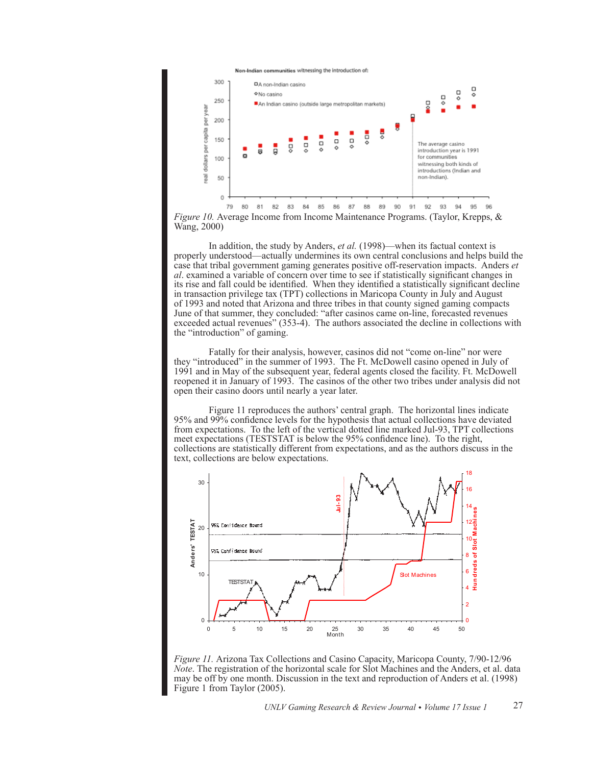*Figure 10.* Average Income from Income Maintenance Programs. (Taylor, Krepps, & Wang, 2000)

In addition, the study by Anders, *et al.* (1998)—when its factual context is properly understood—actually undermines its own central conclusions and helps build the case that tribal government gaming generates positive off-reservation impacts. Anders *et al*. examined a variable of concern over time to see if statistically significant changes in its rise and fall could be identified. When they identified a statistically significant decline in transaction privilege tax (TPT) collections in Maricopa County in July and August of 1993 and noted that Arizona and three tribes in that county signed gaming compacts June of that summer, they concluded: "after casinos came on-line, forecasted revenues exceeded actual revenues" (353-4). The authors associated the decline in collections with the "introduction" of gaming.

Fatally for their analysis, however, casinos did not "come on-line" nor were they "introduced" in the summer of 1993. The Ft. McDowell casino opened in July of 1991 and in May of the subsequent year, federal agents closed the facility. Ft. McDowell reopened it in January of 1993. The casinos of the other two tribes under analysis did not open their casino doors until nearly a year later.

Figure 11 reproduces the authors' central graph. The horizontal lines indicate 95% and 99% confidence levels for the hypothesis that actual collections have deviated from expectations. To the left of the vertical dotted line marked Jul-93, TPT collections meet expectations (TESTSTAT is below the 95% confidence line). To the right, collections are statistically different from expectations, and as the authors discuss in the text, collections are below expectations.

*Figure 11.* Arizona Tax Collections and Casino Capacity, Maricopa County, 7/90-12/96
*Note*. The registration of the horizontal scale for Slot Machines and the Anders, et al. data may be off by one month. Discussion in the text and reproduction of Anders et al. (1998) Figure 1 from Taylor (2005).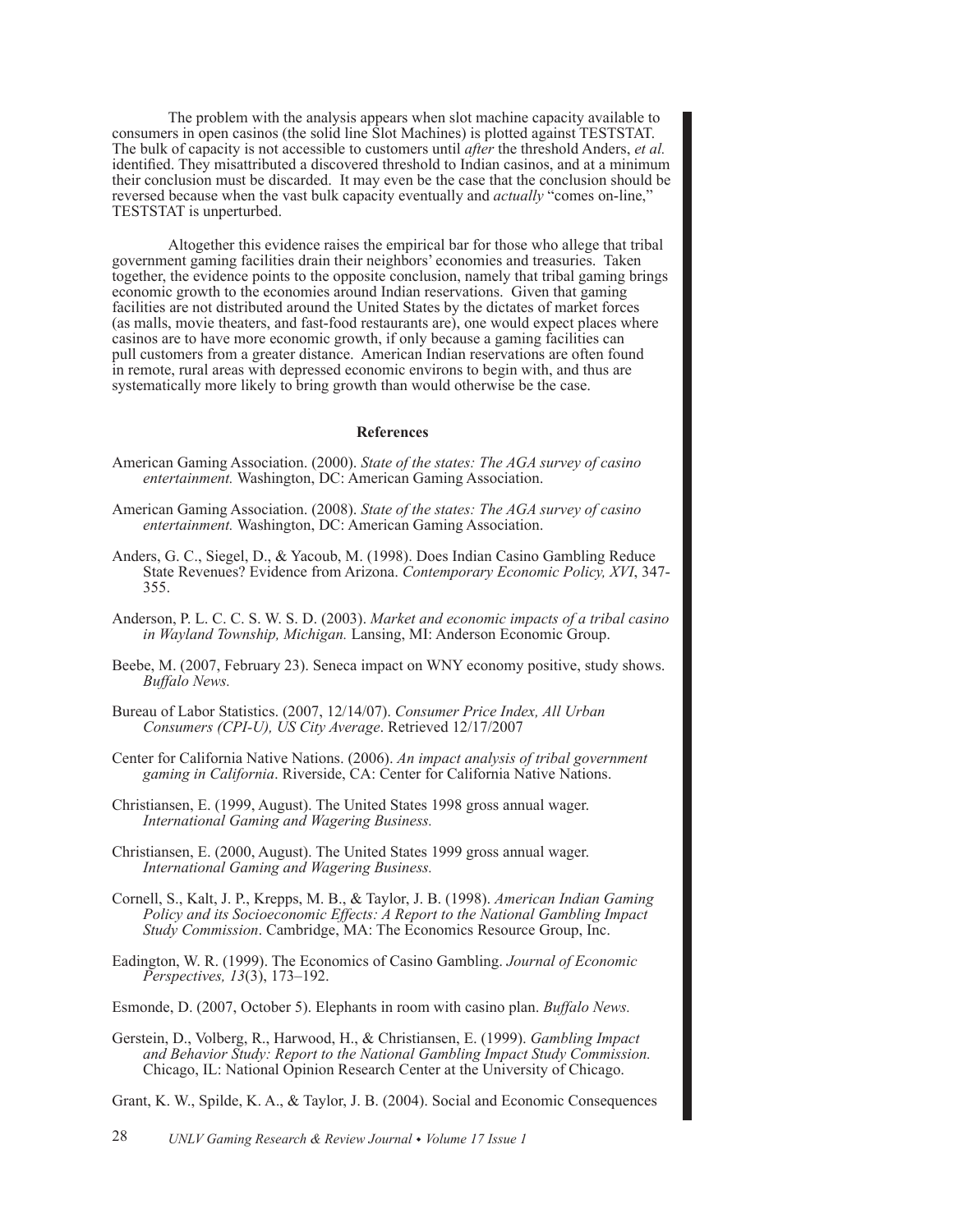The problem with the analysis appears when slot machine capacity available to consumers in open casinos (the solid line Slot Machines) is plotted against TESTSTAT. The bulk of capacity is not accessible to customers until *after* the threshold Anders, *et al.* identified. They misattributed a discovered threshold to Indian casinos, and at a minimum their conclusion must be discarded. It may even be the case that the conclusion should be reversed because when the vast bulk capacity eventually and *actually* "comes on-line," TESTSTAT is unperturbed.

Altogether this evidence raises the empirical bar for those who allege that tribal government gaming facilities drain their neighbors' economies and treasuries. Taken together, the evidence points to the opposite conclusion, namely that tribal gaming brings economic growth to the economies around Indian reservations. Given that gaming facilities are not distributed around the United States by the dictates of market forces (as malls, movie theaters, and fast-food restaurants are), one would expect places where casinos are to have more economic growth, if only because a gaming facilities can pull customers from a greater distance. American Indian reservations are often found in remote, rural areas with depressed economic environs to begin with, and thus are systematically more likely to bring growth than would otherwise be the case.

## References

American Gaming Association. (2000). *State of the states: The AGA survey of casino entertainment.* Washington, DC: American Gaming Association.

American Gaming Association. (2008). *State of the states: The AGA survey of casino entertainment.* Washington, DC: American Gaming Association.

Anders, G. C., Siegel, D., & Yacoub, M. (1998). Does Indian Casino Gambling Reduce State Revenues? Evidence from Arizona. *Contemporary Economic Policy, XVI*, 347-355.

Anderson, P. L. C. C. S. W. S. D. (2003). *Market and economic impacts of a tribal casino in Wayland Township, Michigan.* Lansing, MI: Anderson Economic Group.

Beebe, M. (2007, February 23). Seneca impact on WNY economy positive, study shows. *Buffalo News.*

Bureau of Labor Statistics. (2007, 12/14/07). *Consumer Price Index, All Urban Consumers (CPI-U), US City Average*. Retrieved 12/17/2007

Center for California Native Nations. (2006). *An impact analysis of tribal government gaming in California*. Riverside, CA: Center for California Native Nations.

Christiansen, E. (1999, August). The United States 1998 gross annual wager. *International Gaming and Wagering Business.*

Christiansen, E. (2000, August). The United States 1999 gross annual wager. *International Gaming and Wagering Business.*

Cornell, S., Kalt, J. P., Krepps, M. B., & Taylor, J. B. (1998). *American Indian Gaming Policy and its Socioeconomic Effects: A Report to the National Gambling Impact Study Commission*. Cambridge, MA: The Economics Resource Group, Inc.

Eadington, W. R. (1999). The Economics of Casino Gambling. *Journal of Economic Perspectives, 13*(3), 173–192.

Esmonde, D. (2007, October 5). Elephants in room with casino plan. *Buffalo News.*

Gerstein, D., Volberg, R., Harwood, H., & Christiansen, E. (1999). *Gambling Impact and Behavior Study: Report to the National Gambling Impact Study Commission.* Chicago, IL: National Opinion Research Center at the University of Chicago.

Grant, K. W., Spilde, K. A., & Taylor, J. B. (2004). Social and Economic Consequences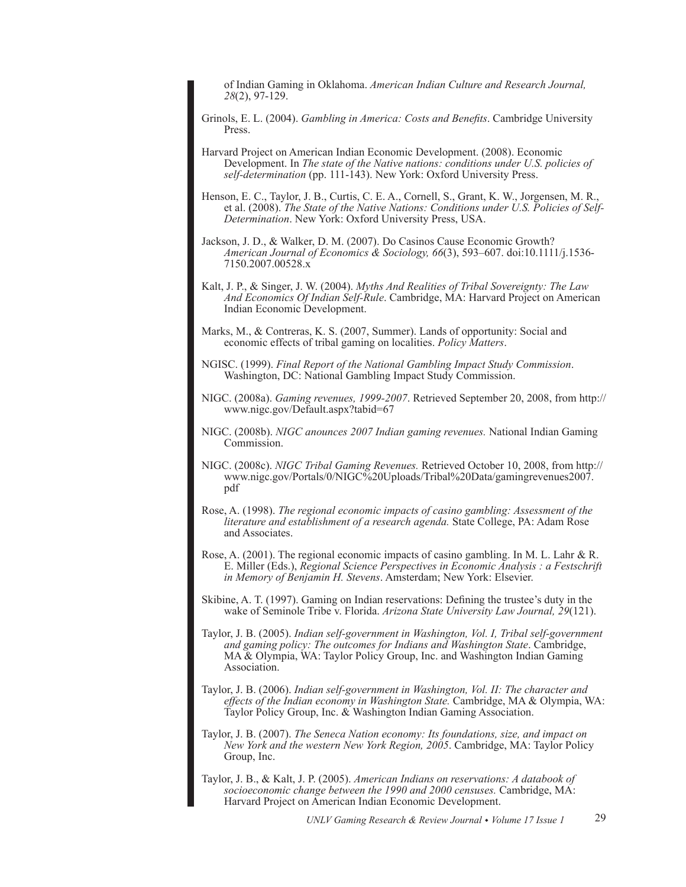of Indian Gaming in Oklahoma. *American Indian Culture and Research Journal, 28*(2), 97-129.

Grinols, E. L. (2004). *Gambling in America: Costs and Benefits*. Cambridge University Press.

Harvard Project on American Indian Economic Development. (2008). Economic Development. In *The state of the Native nations: conditions under U.S. policies of self-determination* (pp. 111-143). New York: Oxford University Press.

Henson, E. C., Taylor, J. B., Curtis, C. E. A., Cornell, S., Grant, K. W., Jorgensen, M. R., et al. (2008). *The State of the Native Nations: Conditions under U.S. Policies of Self-Determination*. New York: Oxford University Press, USA.

Jackson, J. D., & Walker, D. M. (2007). Do Casinos Cause Economic Growth? *American Journal of Economics & Sociology, 66*(3), 593–607. doi:10.1111/j.1536-7150.2007.00528.x

Kalt, J. P., & Singer, J. W. (2004). *Myths And Realities of Tribal Sovereignty: The Law And Economics Of Indian Self-Rule*. Cambridge, MA: Harvard Project on American Indian Economic Development.

Marks, M., & Contreras, K. S. (2007, Summer). Lands of opportunity: Social and economic effects of tribal gaming on localities. *Policy Matters*.

NGISC. (1999). *Final Report of the National Gambling Impact Study Commission*. Washington, DC: National Gambling Impact Study Commission.

NIGC. (2008a). *Gaming revenues, 1999-2007*. Retrieved September 20, 2008, from http://www.nigc.gov/Default.aspx?tabid=67

NIGC. (2008b). *NIGC anounces 2007 Indian gaming revenues.* National Indian Gaming Commission.

NIGC. (2008c). *NIGC Tribal Gaming Revenues.* Retrieved October 10, 2008, from http://www.nigc.gov/Portals/0/NIGC%20Uploads/Tribal%20Data/gamingrevenues2007.pdf

Rose, A. (1998). *The regional economic impacts of casino gambling: Assessment of the literature and establishment of a research agenda.* State College, PA: Adam Rose and Associates.

Rose, A. (2001). The regional economic impacts of casino gambling. In M. L. Lahr & R. E. Miller (Eds.), *Regional Science Perspectives in Economic Analysis : a Festschrift in Memory of Benjamin H. Stevens*. Amsterdam; New York: Elsevier.

Skibine, A. T. (1997). Gaming on Indian reservations: Defining the trustee's duty in the wake of Seminole Tribe v. Florida. *Arizona State University Law Journal, 29*(121).

Taylor, J. B. (2005). *Indian self-government in Washington, Vol. I, Tribal self-government and gaming policy: The outcomes for Indians and Washington State*. Cambridge, MA & Olympia, WA: Taylor Policy Group, Inc. and Washington Indian Gaming Association.

Taylor, J. B. (2006). *Indian self-government in Washington, Vol. II: The character and effects of the Indian economy in Washington State.* Cambridge, MA & Olympia, WA: Taylor Policy Group, Inc. & Washington Indian Gaming Association.

Taylor, J. B. (2007). *The Seneca Nation economy: Its foundations, size, and impact on New York and the western New York Region, 2005*. Cambridge, MA: Taylor Policy Group, Inc.

Taylor, J. B., & Kalt, J. P. (2005). *American Indians on reservations: A databook of socioeconomic change between the 1990 and 2000 censuses.* Cambridge, MA: Harvard Project on American Indian Economic Development.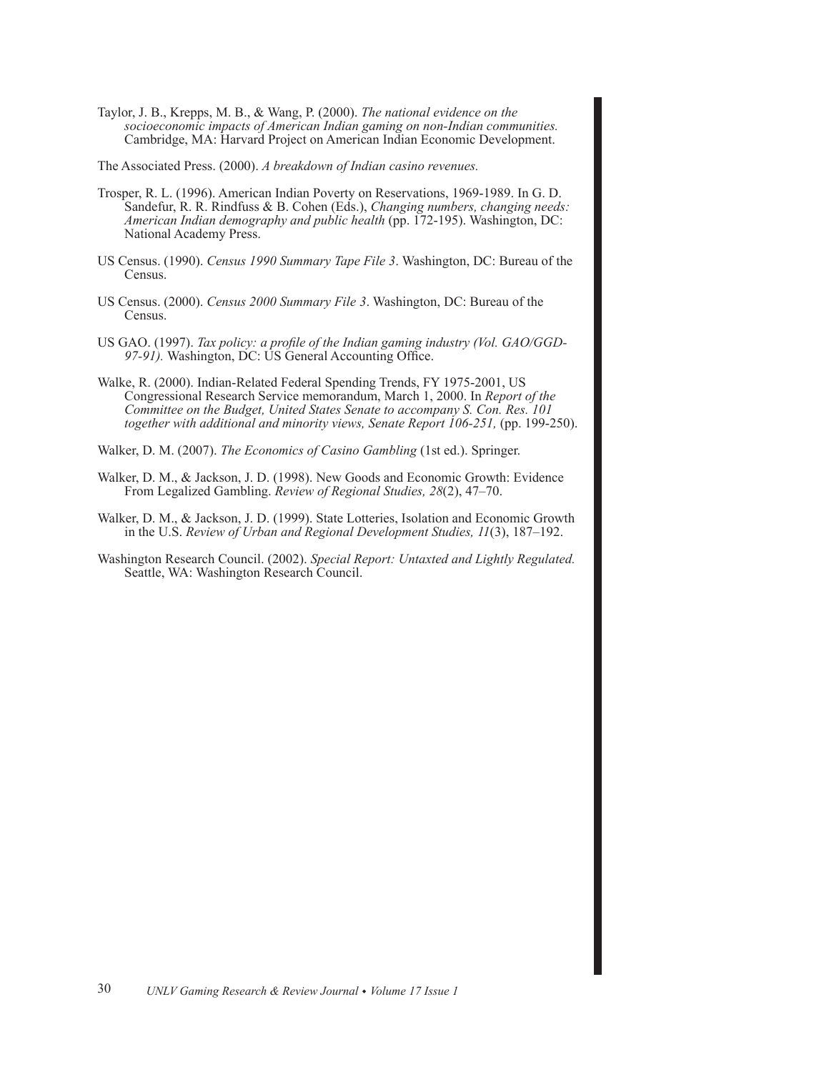Taylor, J. B., Krepps, M. B., & Wang, P. (2000). *The national evidence on the socioeconomic impacts of American Indian gaming on non-Indian communities.* Cambridge, MA: Harvard Project on American Indian Economic Development.

The Associated Press. (2000). *A breakdown of Indian casino revenues.*

Trosper, R. L. (1996). American Indian Poverty on Reservations, 1969-1989. In G. D. Sandefur, R. R. Rindfuss & B. Cohen (Eds.), *Changing numbers, changing needs: American Indian demography and public health* (pp. 172-195). Washington, DC: National Academy Press.

US Census. (1990). *Census 1990 Summary Tape File 3*. Washington, DC: Bureau of the Census.

US Census. (2000). *Census 2000 Summary File 3*. Washington, DC: Bureau of the Census.

US GAO. (1997). *Tax policy: a profile of the Indian gaming industry (Vol. GAO/GGD-97-91).* Washington, DC: US General Accounting Office.

Walke, R. (2000). Indian-Related Federal Spending Trends, FY 1975-2001, US Congressional Research Service memorandum, March 1, 2000. In *Report of the Committee on the Budget, United States Senate to accompany S. Con. Res. 101 together with additional and minority views, Senate Report 106-251,* (pp. 199-250).

Walker, D. M. (2007). *The Economics of Casino Gambling* (1st ed.). Springer.

Walker, D. M., & Jackson, J. D. (1998). New Goods and Economic Growth: Evidence From Legalized Gambling. *Review of Regional Studies, 28*(2), 47–70.

Walker, D. M., & Jackson, J. D. (1999). State Lotteries, Isolation and Economic Growth in the U.S. *Review of Urban and Regional Development Studies, 11*(3), 187–192.

Washington Research Council. (2002). *Special Report: Untaxted and Lightly Regulated.* Seattle, WA: Washington Research Council.